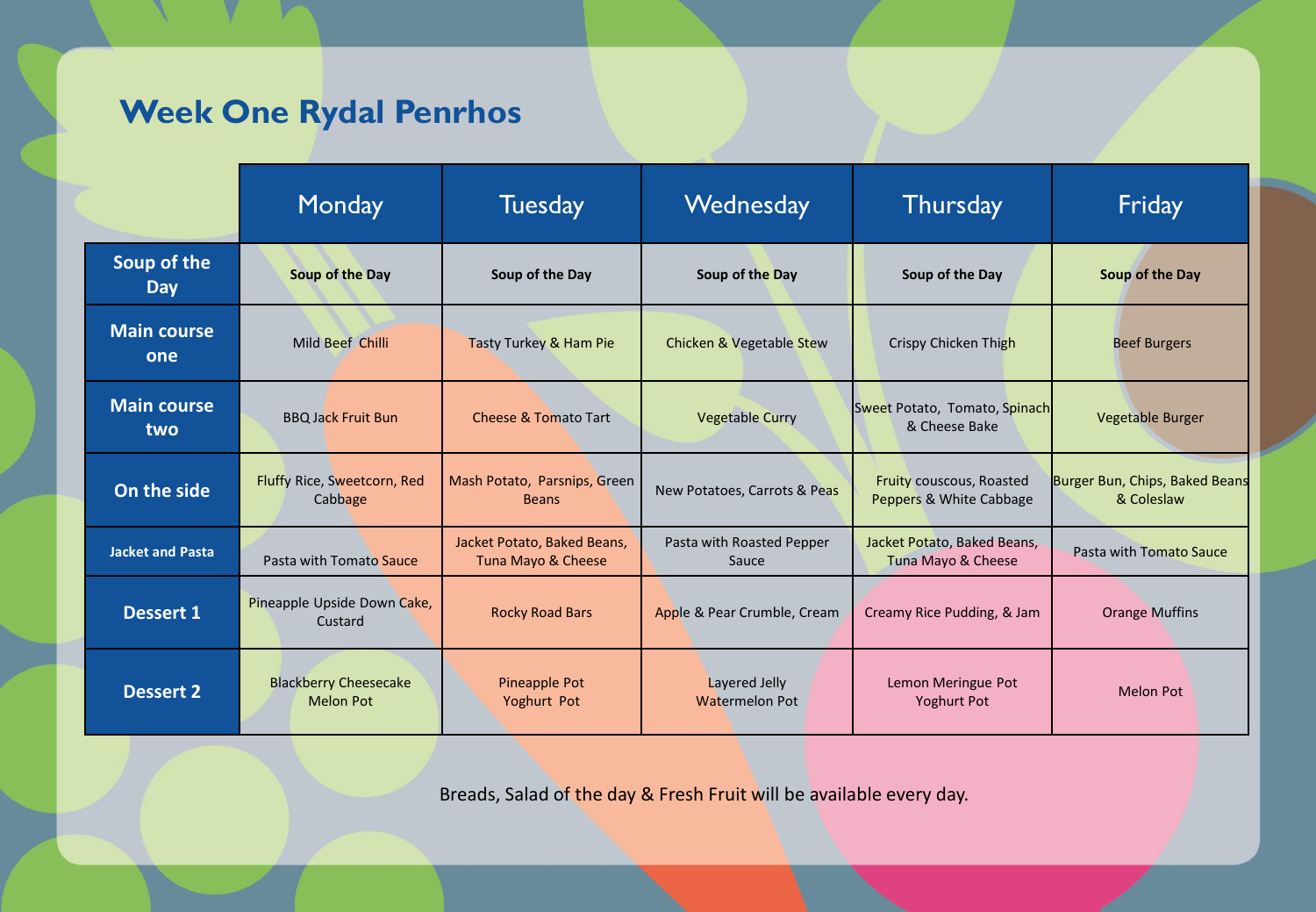# Week One Rydal Penrhos

| | Monday | Tuesday | Wednesday | Thursday | Friday |
|---|---|---|---|---|---|
| **Soup of the Day** | **Soup of the Day** | **Soup of the Day** | **Soup of the Day** | **Soup of the Day** | **Soup of the Day** |
| **Main course one** | Mild Beef Chilli | Tasty Turkey & Ham Pie | Chicken & Vegetable Stew | Crispy Chicken Thigh | Beef Burgers |
| **Main course two** | BBQ Jack Fruit Bun | Cheese & Tomato Tart | Vegetable Curry | Sweet Potato, Tomato, Spinach & Cheese Bake | Vegetable Burger |
| **On the side** | Fluffy Rice, Sweetcorn, Red Cabbage | Mash Potato, Parsnips, Green Beans | New Potatoes, Carrots & Peas | Fruity couscous, Roasted Peppers & White Cabbage | Burger Bun, Chips, Baked Beans & Coleslaw |
| **Jacket and Pasta** | Pasta with Tomato Sauce | Jacket Potato, Baked Beans, Tuna Mayo & Cheese | Pasta with Roasted Pepper Sauce | Jacket Potato, Baked Beans, Tuna Mayo & Cheese | Pasta with Tomato Sauce |
| **Dessert 1** | Pineapple Upside Down Cake, Custard | Rocky Road Bars | Apple & Pear Crumble, Cream | Creamy Rice Pudding, & Jam | Orange Muffins |
| **Dessert 2** | Blackberry Cheesecake<br>Melon Pot | Pineapple Pot<br>Yoghurt Pot | Layered Jelly<br>Watermelon Pot | Lemon Meringue Pot<br>Yoghurt Pot | Melon Pot |

Breads, Salad of the day & Fresh Fruit will be available every day.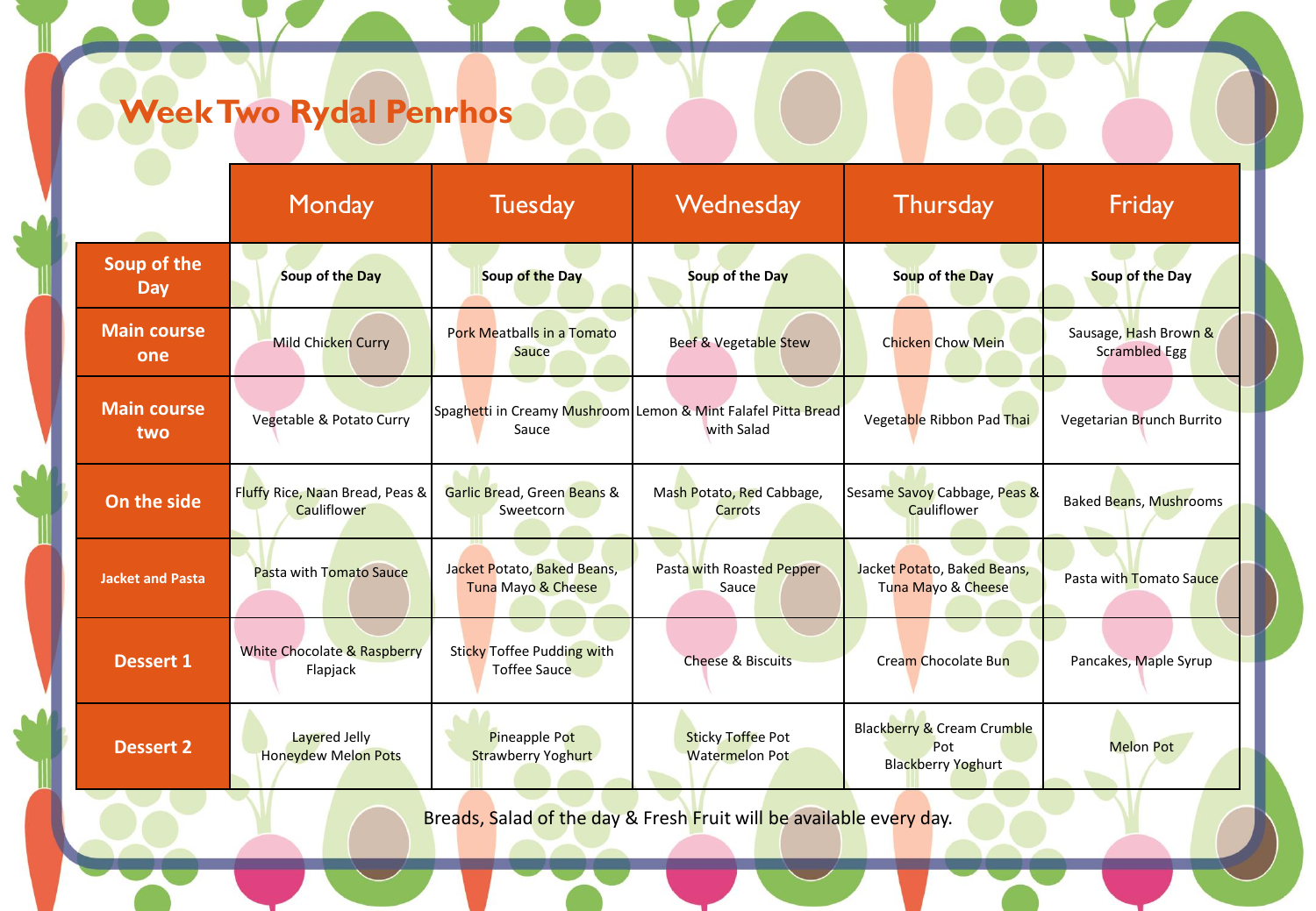# Week Two Rydal Penrhos

| | Monday | Tuesday | Wednesday | Thursday | Friday |
|---|---|---|---|---|---|
| Soup of the Day | **Soup of the Day** | **Soup of the Day** | **Soup of the Day** | **Soup of the Day** | **Soup of the Day** |
| Main course one | Mild Chicken Curry | Pork Meatballs in a Tomato Sauce | Beef & Vegetable Stew | Chicken Chow Mein | Sausage, Hash Brown & Scrambled Egg |
| Main course two | Vegetable & Potato Curry | Spaghetti in Creamy Mushroom Sauce | Lemon & Mint Falafel Pitta Bread with Salad | Vegetable Ribbon Pad Thai | Vegetarian Brunch Burrito |
| On the side | Fluffy Rice, Naan Bread, Peas & Cauliflower | Garlic Bread, Green Beans & Sweetcorn | Mash Potato, Red Cabbage, Carrots | Sesame Savoy Cabbage, Peas & Cauliflower | Baked Beans, Mushrooms |
| Jacket and Pasta | Pasta with Tomato Sauce | Jacket Potato, Baked Beans, Tuna Mayo & Cheese | Pasta with Roasted Pepper Sauce | Jacket Potato, Baked Beans, Tuna Mayo & Cheese | Pasta with Tomato Sauce |
| Dessert 1 | White Chocolate & Raspberry Flapjack | Sticky Toffee Pudding with Toffee Sauce | Cheese & Biscuits | Cream Chocolate Bun | Pancakes, Maple Syrup |
| Dessert 2 | Layered Jelly<br>Honeydew Melon Pots | Pineapple Pot<br>Strawberry Yoghurt | Sticky Toffee Pot<br>Watermelon Pot | Blackberry & Cream Crumble Pot<br>Blackberry Yoghurt | Melon Pot |

Breads, Salad of the day & Fresh Fruit will be available every day.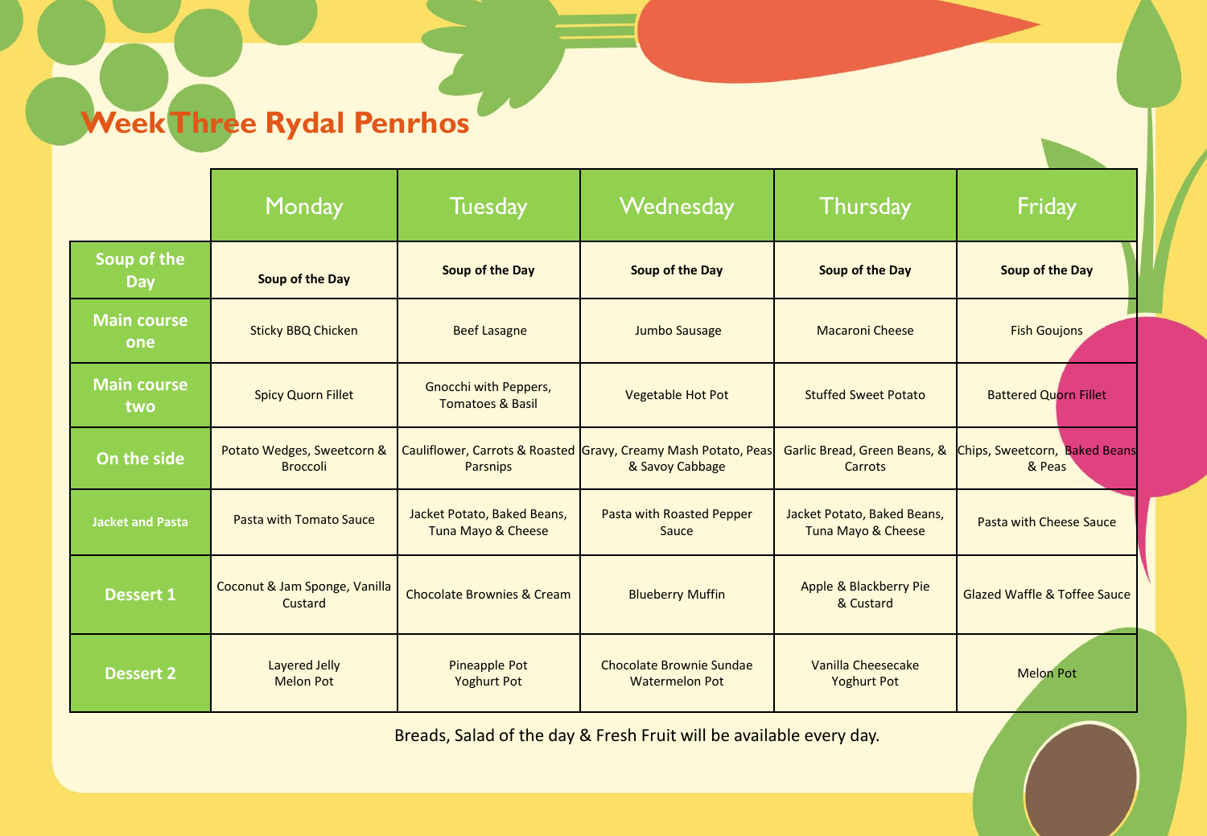# Week Three Rydal Penrhos

| | Monday | Tuesday | Wednesday | Thursday | Friday |
|---|---|---|---|---|---|
| **Soup of the Day** | **Soup of the Day** | **Soup of the Day** | **Soup of the Day** | **Soup of the Day** | **Soup of the Day** |
| **Main course one** | Sticky BBQ Chicken | Beef Lasagne | Jumbo Sausage | Macaroni Cheese | Fish Goujons |
| **Main course two** | Spicy Quorn Fillet | Gnocchi with Peppers, Tomatoes & Basil | Vegetable Hot Pot | Stuffed Sweet Potato | Battered Quorn Fillet |
| **On the side** | Potato Wedges, Sweetcorn & Broccoli | Cauliflower, Carrots & Roasted Parsnips | Gravy, Creamy Mash Potato, Peas & Savoy Cabbage | Garlic Bread, Green Beans, & Carrots | Chips, Sweetcorn, Baked Beans & Peas |
| **Jacket and Pasta** | Pasta with Tomato Sauce | Jacket Potato, Baked Beans, Tuna Mayo & Cheese | Pasta with Roasted Pepper Sauce | Jacket Potato, Baked Beans, Tuna Mayo & Cheese | Pasta with Cheese Sauce |
| **Dessert 1** | Coconut & Jam Sponge, Vanilla Custard | Chocolate Brownies & Cream | Blueberry Muffin | Apple & Blackberry Pie & Custard | Glazed Waffle & Toffee Sauce |
| **Dessert 2** | Layered Jelly<br>Melon Pot | Pineapple Pot<br>Yoghurt Pot | Chocolate Brownie Sundae<br>Watermelon Pot | Vanilla Cheesecake<br>Yoghurt Pot | Melon Pot |

Breads, Salad of the day & Fresh Fruit will be available every day.